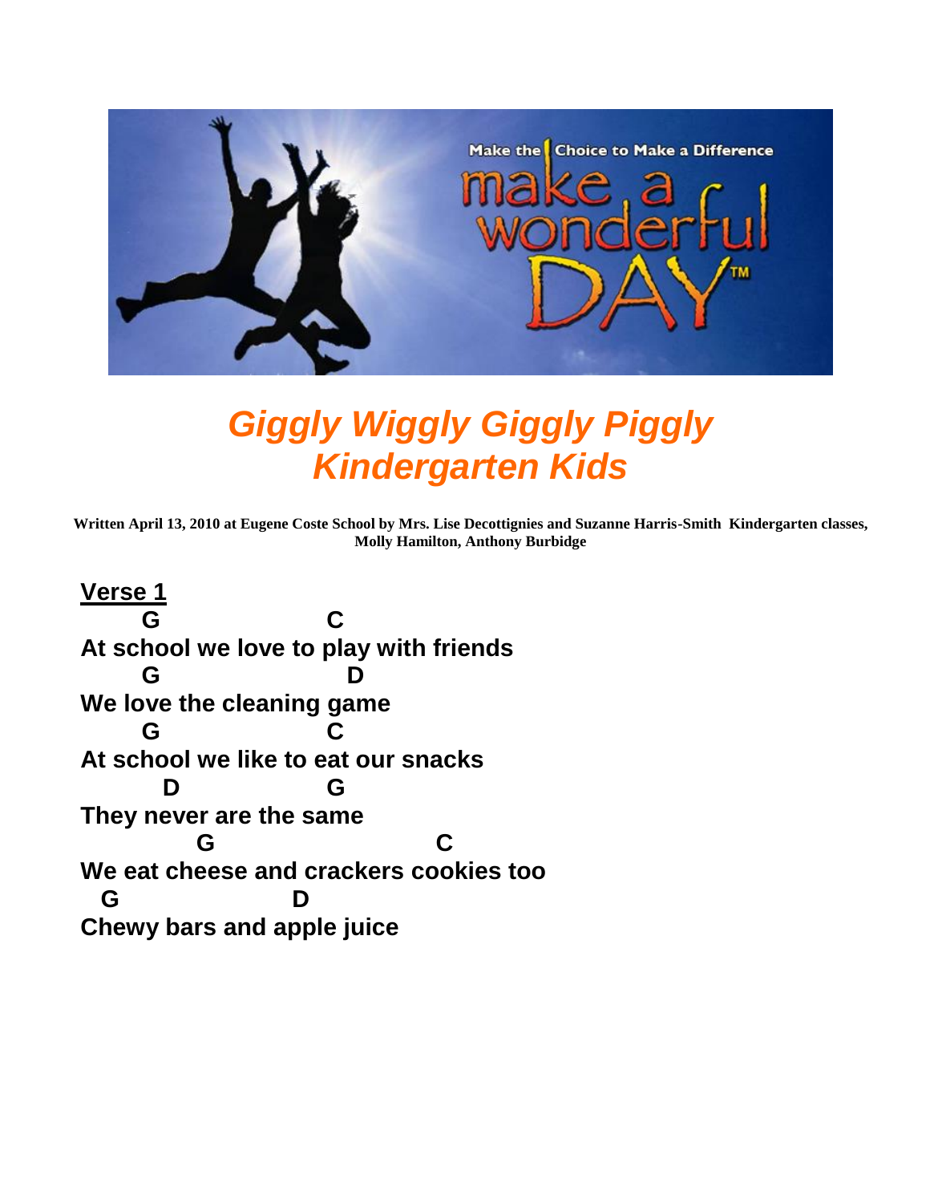# *Giggly Wiggly Giggly Piggly Kindergarten Kids*

**Written April 13, 2010 at Eugene Coste School by Mrs. Lise Decottignies and Suzanne Harris-Smith Kindergarten classes, Molly Hamilton, Anthony Burbidge**

**Verse 1**

```
      G                  C
At school we love to play with friends
      G                    D
We love the cleaning game
      G                 C
At school we like to eat our snacks
        D               G
They never are the same
           G                          C
We eat cheese and crackers cookies too
  G                  D
Chewy bars and apple juice
```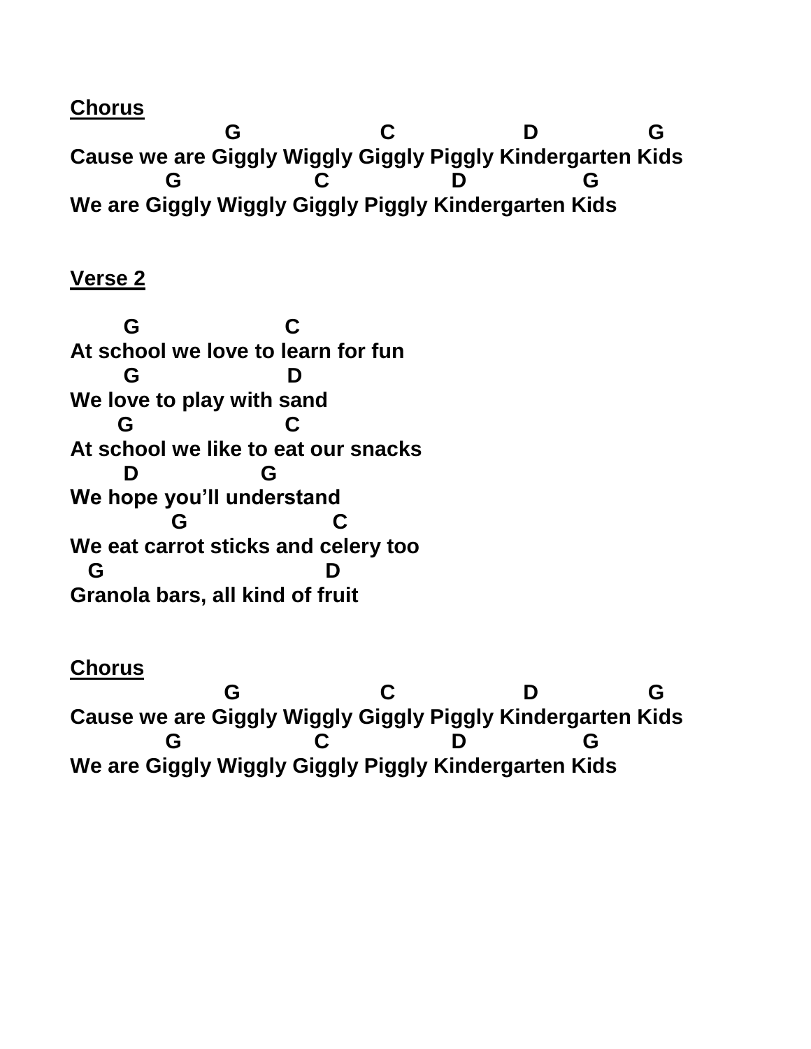**Chorus**

```
                  G                 C                D              G
Cause we are Giggly Wiggly Giggly Piggly Kindergarten Kids
           G                C               D              G
We are Giggly Wiggly Giggly Piggly Kindergarten Kids
```

**Verse 2**

```
      G                 C
At school we love to learn for fun
      G                 D
We love to play with sand
      G                 C
At school we like to eat our snacks
      D              G
We hope you'll understand
            G                C
We eat carrot sticks and celery too
  G                            D
Granola bars, all kind of fruit
```

**Chorus**

```
                  G                 C                D              G
Cause we are Giggly Wiggly Giggly Piggly Kindergarten Kids
           G                C               D              G
We are Giggly Wiggly Giggly Piggly Kindergarten Kids
```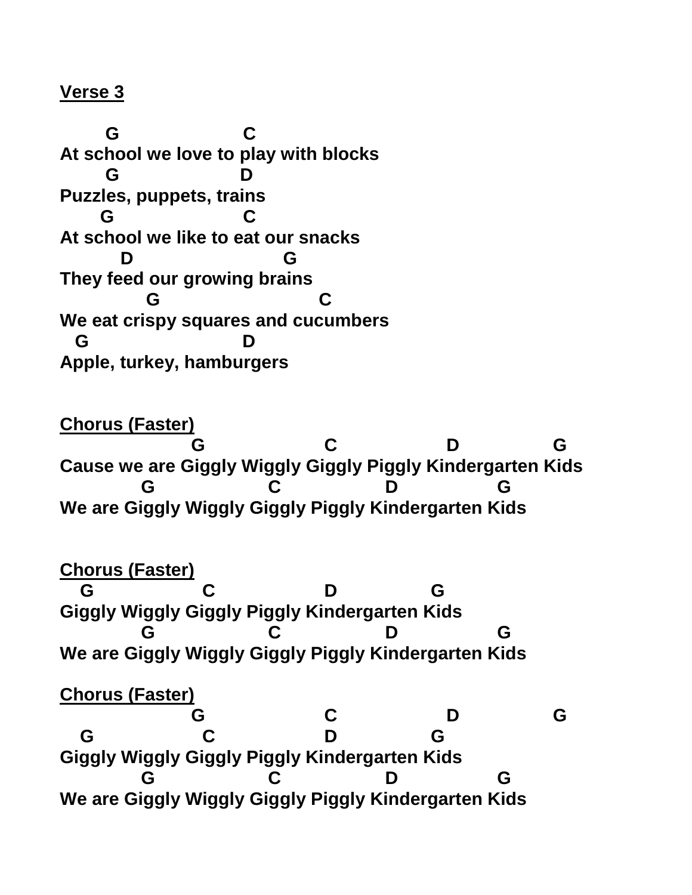**Verse 3**

```
        G                       C
At school we love to play with blocks
        G                     D
Puzzles, puppets, trains
       G                      C
At school we like to eat our snacks
           D                            G
They feed our growing brains
               G                             C
We eat crispy squares and cucumbers
   G                             D
Apple, turkey, hamburgers
```

**Chorus (Faster)**

```
                      G                        C                       D                    G
Cause we are Giggly Wiggly Giggly Piggly Kindergarten Kids
              G                      C                    D                    G
We are Giggly Wiggly Giggly Piggly Kindergarten Kids
```

**Chorus (Faster)**

```
   G                    C                      D                  G
Giggly Wiggly Giggly Piggly Kindergarten Kids
              G                      C                    D                    G
We are Giggly Wiggly Giggly Piggly Kindergarten Kids
```

**Chorus (Faster)**

```
                      G                        C                       D                    G
   G                    C                      D                  G
Giggly Wiggly Giggly Piggly Kindergarten Kids
              G                      C                    D                    G
We are Giggly Wiggly Giggly Piggly Kindergarten Kids
```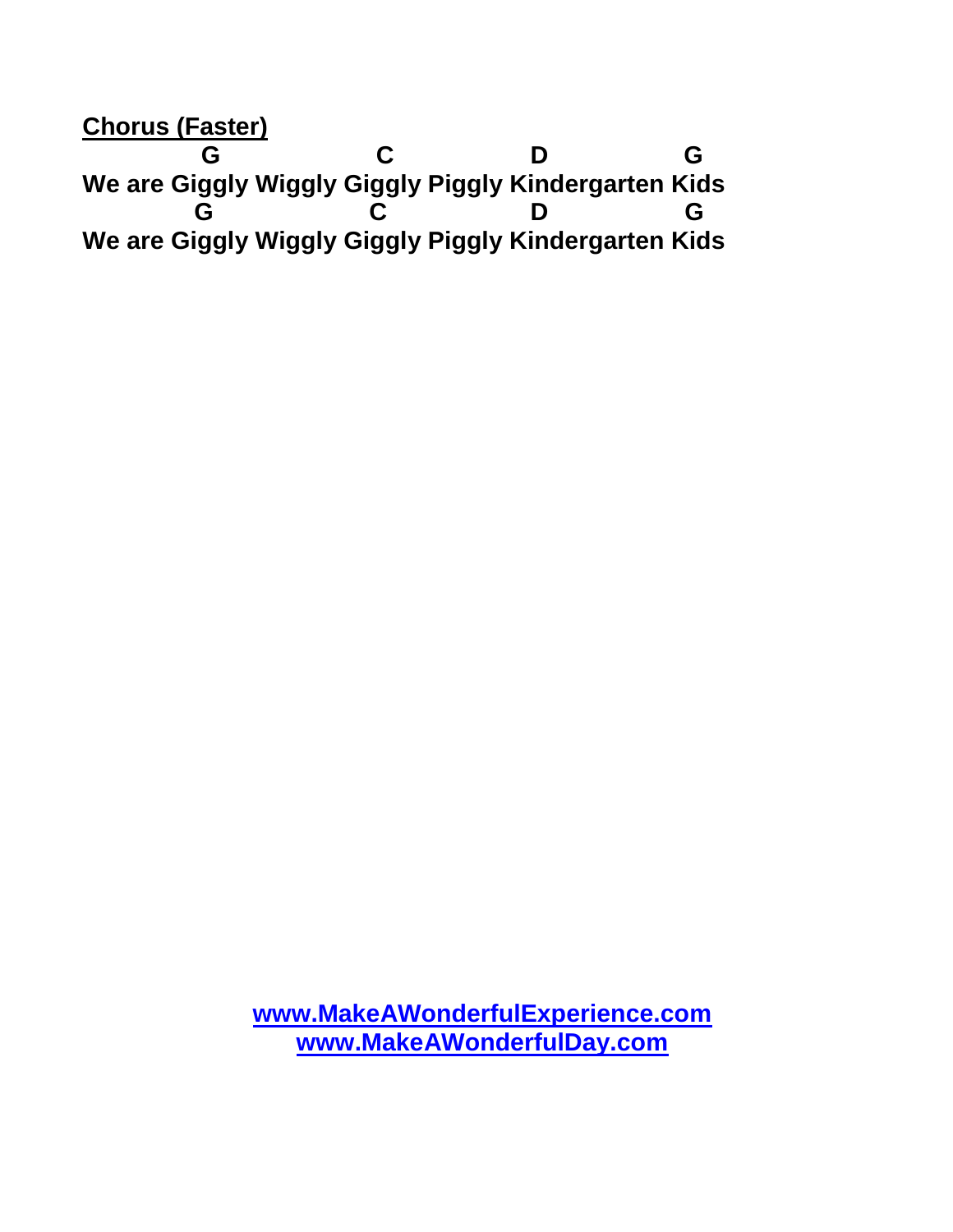**Chorus (Faster)**

```
          G              C             D            G
We are Giggly Wiggly Giggly Piggly Kindergarten Kids
          G              C             D            G
We are Giggly Wiggly Giggly Piggly Kindergarten Kids
```

www.MakeAWonderfulExperience.com
www.MakeAWonderfulDay.com